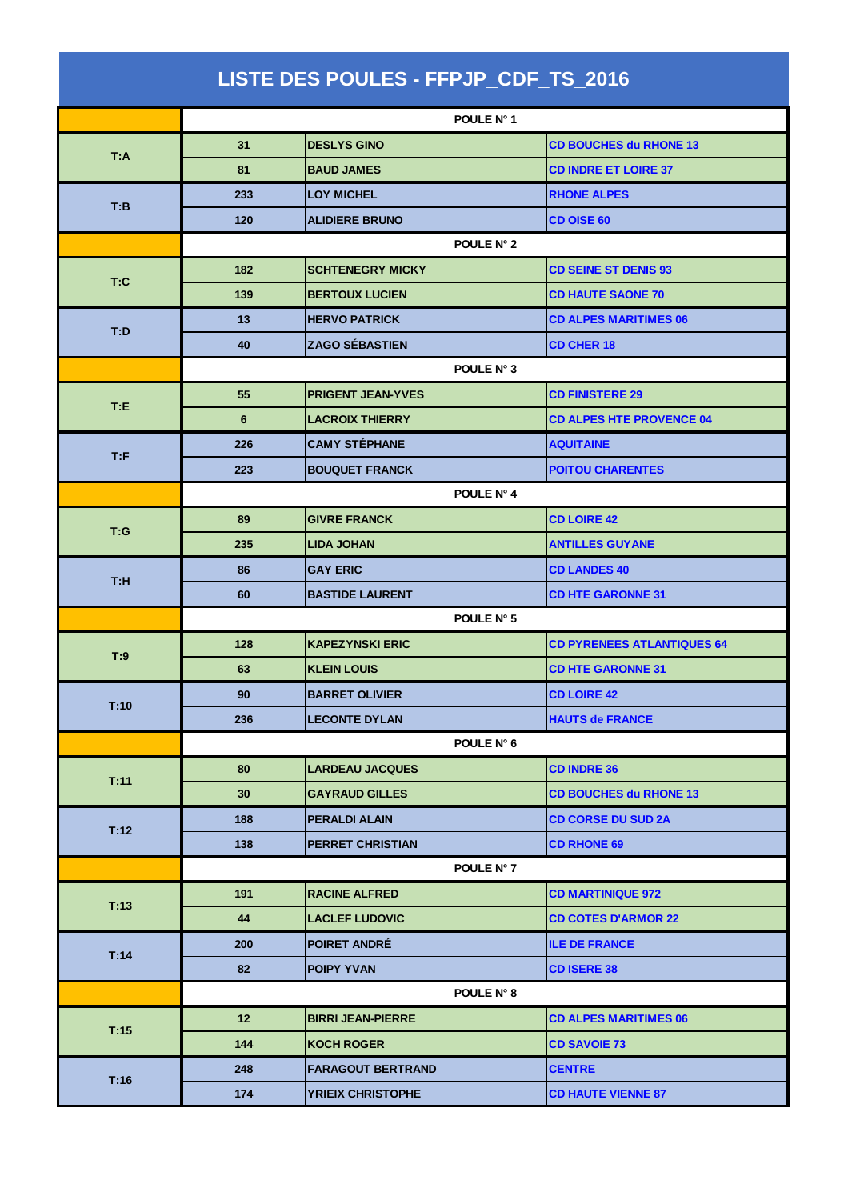# LISTE DES POULES - FFPJP_CDF_TS_2016

| | | | |
|---|---|---|---|
| | POULE N° 1 | | |
| T:A | 31 | DESLYS GINO | CD BOUCHES du RHONE 13 |
| | 81 | BAUD JAMES | CD INDRE ET LOIRE 37 |
| T:B | 233 | LOY MICHEL | RHONE ALPES |
| | 120 | ALIDIERE BRUNO | CD OISE 60 |
| | POULE N° 2 | | |
| T:C | 182 | SCHTENEGRY MICKY | CD SEINE ST DENIS 93 |
| | 139 | BERTOUX LUCIEN | CD HAUTE SAONE 70 |
| T:D | 13 | HERVO PATRICK | CD ALPES MARITIMES 06 |
| | 40 | ZAGO SÉBASTIEN | CD CHER 18 |
| | POULE N° 3 | | |
| T:E | 55 | PRIGENT JEAN-YVES | CD FINISTERE 29 |
| | 6 | LACROIX THIERRY | CD ALPES HTE PROVENCE 04 |
| T:F | 226 | CAMY STÉPHANE | AQUITAINE |
| | 223 | BOUQUET FRANCK | POITOU CHARENTES |
| | POULE N° 4 | | |
| T:G | 89 | GIVRE FRANCK | CD LOIRE 42 |
| | 235 | LIDA JOHAN | ANTILLES GUYANE |
| T:H | 86 | GAY ERIC | CD LANDES 40 |
| | 60 | BASTIDE LAURENT | CD HTE GARONNE 31 |
| | POULE N° 5 | | |
| T:9 | 128 | KAPEZYNSKI ERIC | CD PYRENEES ATLANTIQUES 64 |
| | 63 | KLEIN LOUIS | CD HTE GARONNE 31 |
| T:10 | 90 | BARRET OLIVIER | CD LOIRE 42 |
| | 236 | LECONTE DYLAN | HAUTS de FRANCE |
| | POULE N° 6 | | |
| T:11 | 80 | LARDEAU JACQUES | CD INDRE 36 |
| | 30 | GAYRAUD GILLES | CD BOUCHES du RHONE 13 |
| T:12 | 188 | PERALDI ALAIN | CD CORSE DU SUD 2A |
| | 138 | PERRET CHRISTIAN | CD RHONE 69 |
| | POULE N° 7 | | |
| T:13 | 191 | RACINE ALFRED | CD MARTINIQUE 972 |
| | 44 | LACLEF LUDOVIC | CD COTES D'ARMOR 22 |
| T:14 | 200 | POIRET ANDRÉ | ILE DE FRANCE |
| | 82 | POIPY YVAN | CD ISERE 38 |
| | POULE N° 8 | | |
| T:15 | 12 | BIRRI JEAN-PIERRE | CD ALPES MARITIMES 06 |
| | 144 | KOCH ROGER | CD SAVOIE 73 |
| T:16 | 248 | FARAGOUT BERTRAND | CENTRE |
| | 174 | YRIEIX CHRISTOPHE | CD HAUTE VIENNE 87 |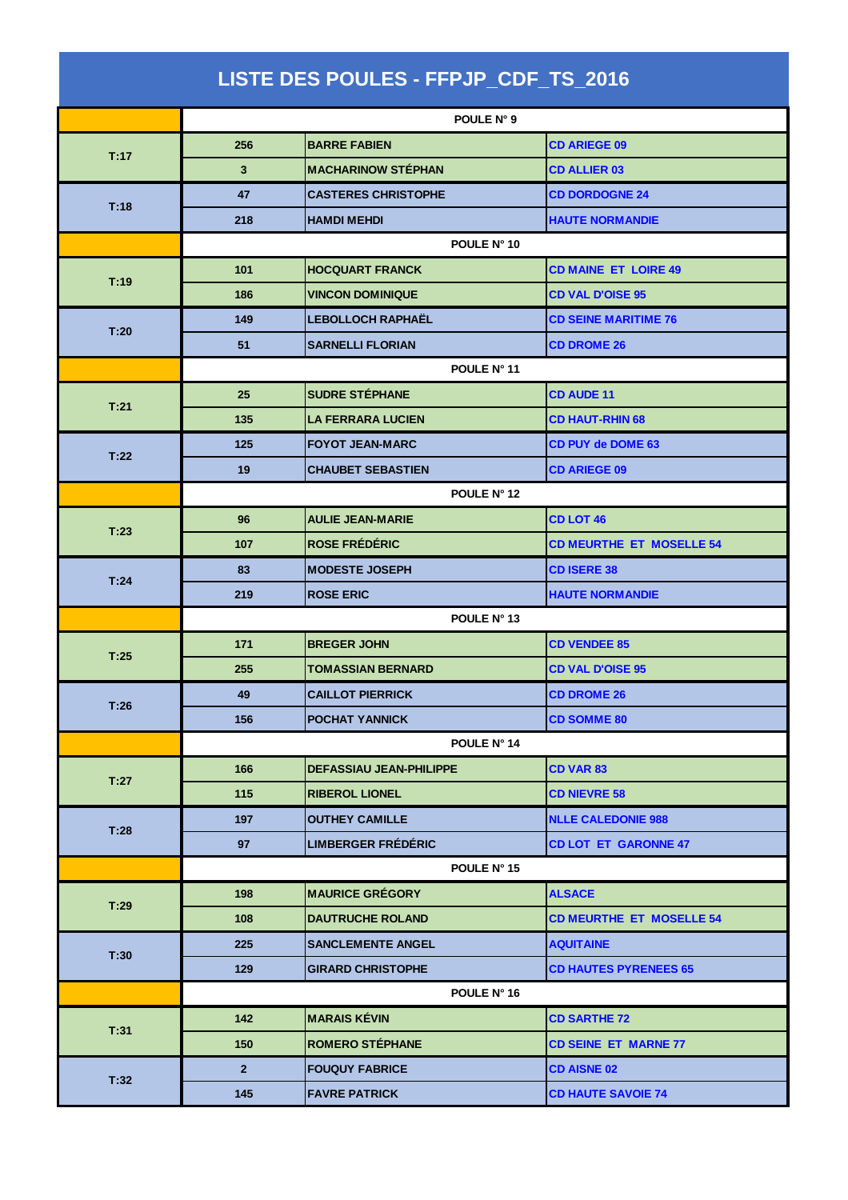# LISTE DES POULES - FFPJP_CDF_TS_2016

| | | | |
|---|---|---|---|
| | **POULE N° 9** | | |
| T:17 | 256 | BARRE FABIEN | CD ARIEGE 09 |
| | 3 | MACHARINOW STÉPHAN | CD ALLIER 03 |
| T:18 | 47 | CASTERES CHRISTOPHE | CD DORDOGNE 24 |
| | 218 | HAMDI MEHDI | HAUTE NORMANDIE |
| | **POULE N° 10** | | |
| T:19 | 101 | HOCQUART FRANCK | CD MAINE ET LOIRE 49 |
| | 186 | VINCON DOMINIQUE | CD VAL D'OISE 95 |
| T:20 | 149 | LEBOLLOCH RAPHAËL | CD SEINE MARITIME 76 |
| | 51 | SARNELLI FLORIAN | CD DROME 26 |
| | **POULE N° 11** | | |
| T:21 | 25 | SUDRE STÉPHANE | CD AUDE 11 |
| | 135 | LA FERRARA LUCIEN | CD HAUT-RHIN 68 |
| T:22 | 125 | FOYOT JEAN-MARC | CD PUY de DOME 63 |
| | 19 | CHAUBET SEBASTIEN | CD ARIEGE 09 |
| | **POULE N° 12** | | |
| T:23 | 96 | AULIE JEAN-MARIE | CD LOT 46 |
| | 107 | ROSE FRÉDÉRIC | CD MEURTHE ET MOSELLE 54 |
| T:24 | 83 | MODESTE JOSEPH | CD ISERE 38 |
| | 219 | ROSE ERIC | HAUTE NORMANDIE |
| | **POULE N° 13** | | |
| T:25 | 171 | BREGER JOHN | CD VENDEE 85 |
| | 255 | TOMASSIAN BERNARD | CD VAL D'OISE 95 |
| T:26 | 49 | CAILLOT PIERRICK | CD DROME 26 |
| | 156 | POCHAT YANNICK | CD SOMME 80 |
| | **POULE N° 14** | | |
| T:27 | 166 | DEFASSIAU JEAN-PHILIPPE | CD VAR 83 |
| | 115 | RIBEROL LIONEL | CD NIEVRE 58 |
| T:28 | 197 | OUTHEY CAMILLE | NLLE CALEDONIE 988 |
| | 97 | LIMBERGER FRÉDÉRIC | CD LOT ET GARONNE 47 |
| | **POULE N° 15** | | |
| T:29 | 198 | MAURICE GRÉGORY | ALSACE |
| | 108 | DAUTRUCHE ROLAND | CD MEURTHE ET MOSELLE 54 |
| T:30 | 225 | SANCLEMENTE ANGEL | AQUITAINE |
| | 129 | GIRARD CHRISTOPHE | CD HAUTES PYRENEES 65 |
| | **POULE N° 16** | | |
| T:31 | 142 | MARAIS KÉVIN | CD SARTHE 72 |
| | 150 | ROMERO STÉPHANE | CD SEINE ET MARNE 77 |
| T:32 | 2 | FOUQUY FABRICE | CD AISNE 02 |
| | 145 | FAVRE PATRICK | CD HAUTE SAVOIE 74 |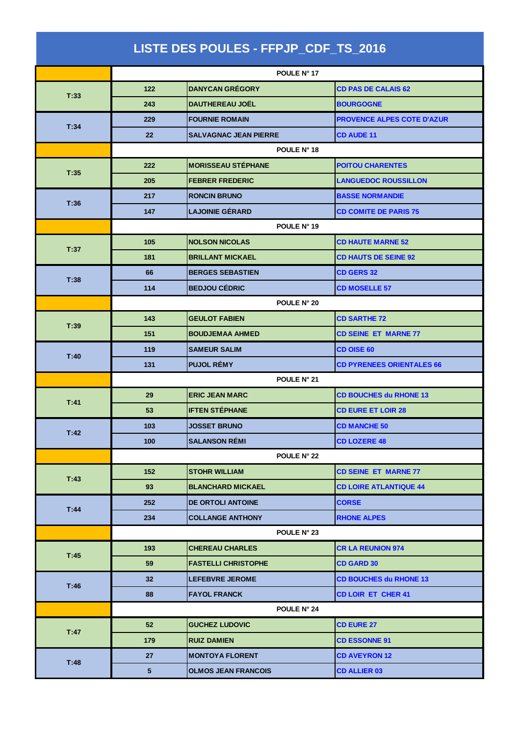# LISTE DES POULES - FFPJP_CDF_TS_2016

| | | | |
|---|---|---|---|
| | POULE N° 17 | | |
| T:33 | 122 | DANYCAN GRÉGORY | CD PAS DE CALAIS 62 |
| | 243 | DAUTHEREAU JOËL | BOURGOGNE |
| T:34 | 229 | FOURNIE ROMAIN | PROVENCE ALPES COTE D'AZUR |
| | 22 | SALVAGNAC JEAN PIERRE | CD AUDE 11 |
| | POULE N° 18 | | |
| T:35 | 222 | MORISSEAU STÉPHANE | POITOU CHARENTES |
| | 205 | FEBRER FREDERIC | LANGUEDOC ROUSSILLON |
| T:36 | 217 | RONCIN BRUNO | BASSE NORMANDIE |
| | 147 | LAJOINIE GÉRARD | CD COMITE DE PARIS 75 |
| | POULE N° 19 | | |
| T:37 | 105 | NOLSON NICOLAS | CD HAUTE MARNE 52 |
| | 181 | BRILLANT MICKAEL | CD HAUTS DE SEINE 92 |
| T:38 | 66 | BERGES SEBASTIEN | CD GERS 32 |
| | 114 | BEDJOU CÉDRIC | CD MOSELLE 57 |
| | POULE N° 20 | | |
| T:39 | 143 | GEULOT FABIEN | CD SARTHE 72 |
| | 151 | BOUDJEMAA AHMED | CD SEINE ET MARNE 77 |
| T:40 | 119 | SAMEUR SALIM | CD OISE 60 |
| | 131 | PUJOL RÉMY | CD PYRENEES ORIENTALES 66 |
| | POULE N° 21 | | |
| T:41 | 29 | ERIC JEAN MARC | CD BOUCHES du RHONE 13 |
| | 53 | IFTEN STÉPHANE | CD EURE ET LOIR 28 |
| T:42 | 103 | JOSSET BRUNO | CD MANCHE 50 |
| | 100 | SALANSON RÉMI | CD LOZERE 48 |
| | POULE N° 22 | | |
| T:43 | 152 | STOHR WILLIAM | CD SEINE ET MARNE 77 |
| | 93 | BLANCHARD MICKAEL | CD LOIRE ATLANTIQUE 44 |
| T:44 | 252 | DE ORTOLI ANTOINE | CORSE |
| | 234 | COLLANGE ANTHONY | RHONE ALPES |
| | POULE N° 23 | | |
| T:45 | 193 | CHEREAU CHARLES | CR LA REUNION 974 |
| | 59 | FASTELLI CHRISTOPHE | CD GARD 30 |
| T:46 | 32 | LEFEBVRE JEROME | CD BOUCHES du RHONE 13 |
| | 88 | FAYOL FRANCK | CD LOIR ET CHER 41 |
| | POULE N° 24 | | |
| T:47 | 52 | GUCHEZ LUDOVIC | CD EURE 27 |
| | 179 | RUIZ DAMIEN | CD ESSONNE 91 |
| T:48 | 27 | MONTOYA FLORENT | CD AVEYRON 12 |
| | 5 | OLMOS JEAN FRANCOIS | CD ALLIER 03 |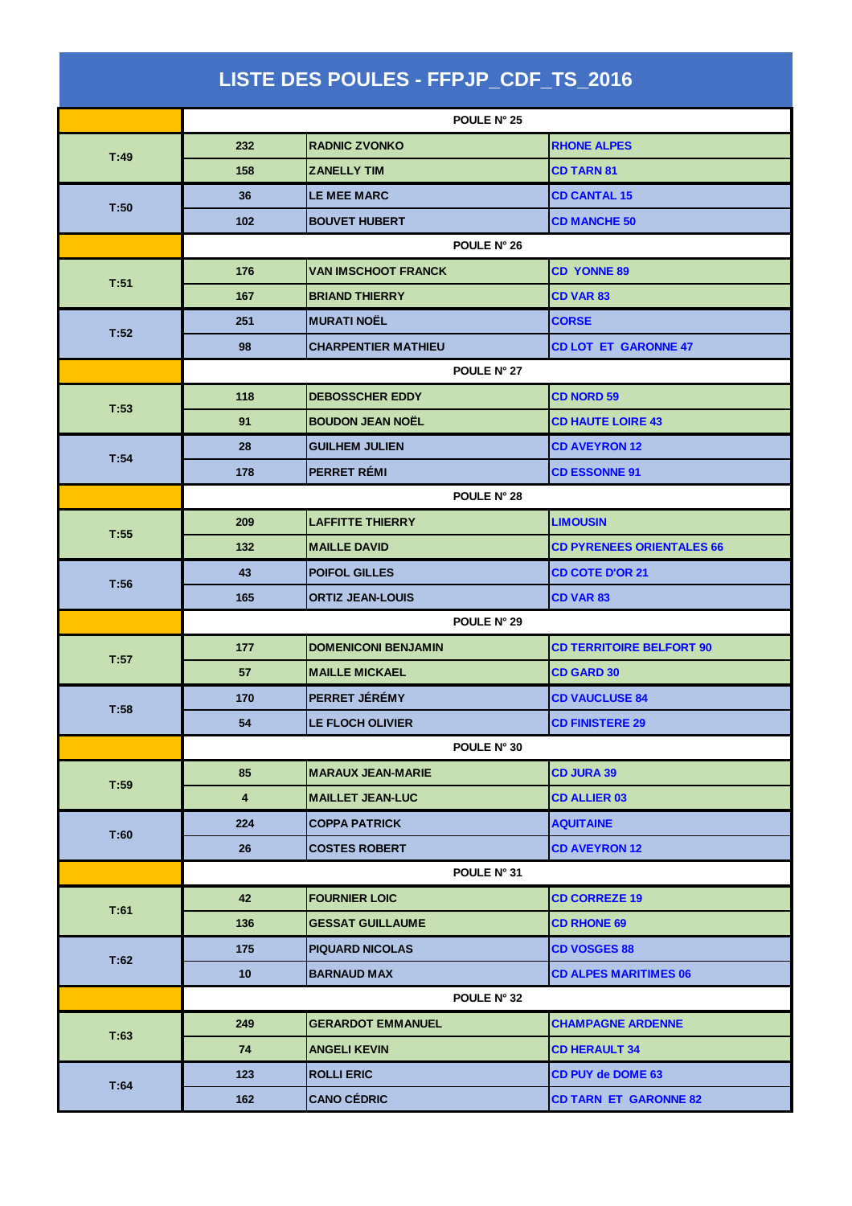# LISTE DES POULES - FFPJP_CDF_TS_2016

| | | | |
|---|---|---|---|
| | POULE N° 25 | | |
| T:49 | 232 | RADNIC ZVONKO | RHONE ALPES |
| | 158 | ZANELLY TIM | CD TARN 81 |
| T:50 | 36 | LE MEE MARC | CD CANTAL 15 |
| | 102 | BOUVET HUBERT | CD MANCHE 50 |
| | POULE N° 26 | | |
| T:51 | 176 | VAN IMSCHOOT FRANCK | CD YONNE 89 |
| | 167 | BRIAND THIERRY | CD VAR 83 |
| T:52 | 251 | MURATI NOËL | CORSE |
| | 98 | CHARPENTIER MATHIEU | CD LOT ET GARONNE 47 |
| | POULE N° 27 | | |
| T:53 | 118 | DEBOSSCHER EDDY | CD NORD 59 |
| | 91 | BOUDON JEAN NOËL | CD HAUTE LOIRE 43 |
| T:54 | 28 | GUILHEM JULIEN | CD AVEYRON 12 |
| | 178 | PERRET RÉMI | CD ESSONNE 91 |
| | POULE N° 28 | | |
| T:55 | 209 | LAFFITTE THIERRY | LIMOUSIN |
| | 132 | MAILLE DAVID | CD PYRENEES ORIENTALES 66 |
| T:56 | 43 | POIFOL GILLES | CD COTE D'OR 21 |
| | 165 | ORTIZ JEAN-LOUIS | CD VAR 83 |
| | POULE N° 29 | | |
| T:57 | 177 | DOMENICONI BENJAMIN | CD TERRITOIRE BELFORT 90 |
| | 57 | MAILLE MICKAEL | CD GARD 30 |
| T:58 | 170 | PERRET JÉRÉMY | CD VAUCLUSE 84 |
| | 54 | LE FLOCH OLIVIER | CD FINISTERE 29 |
| | POULE N° 30 | | |
| T:59 | 85 | MARAUX JEAN-MARIE | CD JURA 39 |
| | 4 | MAILLET JEAN-LUC | CD ALLIER 03 |
| T:60 | 224 | COPPA PATRICK | AQUITAINE |
| | 26 | COSTES ROBERT | CD AVEYRON 12 |
| | POULE N° 31 | | |
| T:61 | 42 | FOURNIER LOIC | CD CORREZE 19 |
| | 136 | GESSAT GUILLAUME | CD RHONE 69 |
| T:62 | 175 | PIQUARD NICOLAS | CD VOSGES 88 |
| | 10 | BARNAUD MAX | CD ALPES MARITIMES 06 |
| | POULE N° 32 | | |
| T:63 | 249 | GERARDOT EMMANUEL | CHAMPAGNE ARDENNE |
| | 74 | ANGELI KEVIN | CD HERAULT 34 |
| T:64 | 123 | ROLLI ERIC | CD PUY de DOME 63 |
| | 162 | CANO CÉDRIC | CD TARN ET GARONNE 82 |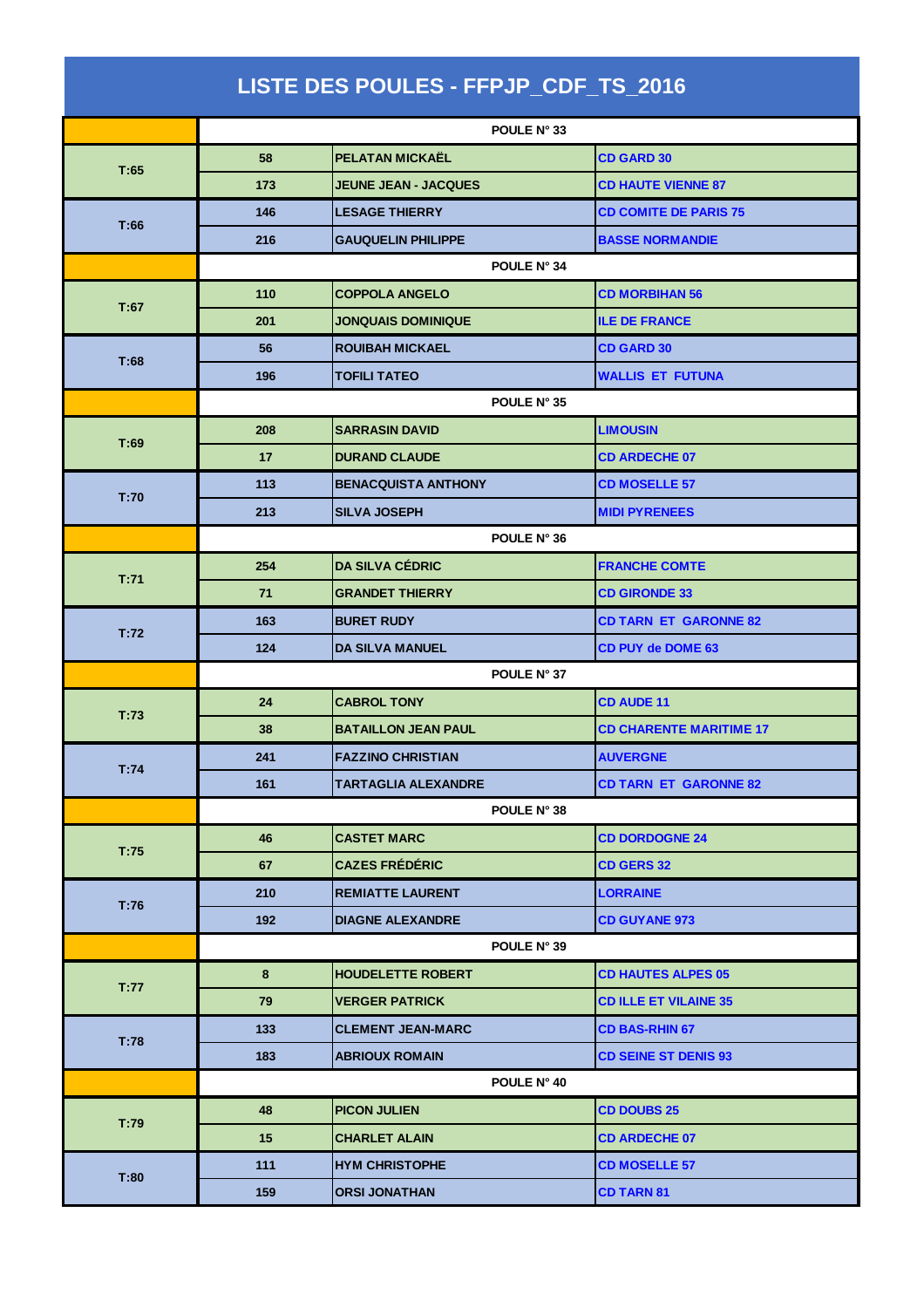# LISTE DES POULES - FFPJP_CDF_TS_2016

| | | | |
|---|---|---|---|
| | POULE N° 33 | | |
| T:65 | 58 | PELATAN MICKAËL | CD GARD 30 |
| | 173 | JEUNE JEAN - JACQUES | CD HAUTE VIENNE 87 |
| T:66 | 146 | LESAGE THIERRY | CD COMITE DE PARIS 75 |
| | 216 | GAUQUELIN PHILIPPE | BASSE NORMANDIE |
| | POULE N° 34 | | |
| T:67 | 110 | COPPOLA ANGELO | CD MORBIHAN 56 |
| | 201 | JONQUAIS DOMINIQUE | ILE DE FRANCE |
| T:68 | 56 | ROUIBAH MICKAEL | CD GARD 30 |
| | 196 | TOFILI TATEO | WALLIS ET FUTUNA |
| | POULE N° 35 | | |
| T:69 | 208 | SARRASIN DAVID | LIMOUSIN |
| | 17 | DURAND CLAUDE | CD ARDECHE 07 |
| T:70 | 113 | BENACQUISTA ANTHONY | CD MOSELLE 57 |
| | 213 | SILVA JOSEPH | MIDI PYRENEES |
| | POULE N° 36 | | |
| T:71 | 254 | DA SILVA CÉDRIC | FRANCHE COMTE |
| | 71 | GRANDET THIERRY | CD GIRONDE 33 |
| T:72 | 163 | BURET RUDY | CD TARN ET GARONNE 82 |
| | 124 | DA SILVA MANUEL | CD PUY de DOME 63 |
| | POULE N° 37 | | |
| T:73 | 24 | CABROL TONY | CD AUDE 11 |
| | 38 | BATAILLON JEAN PAUL | CD CHARENTE MARITIME 17 |
| T:74 | 241 | FAZZINO CHRISTIAN | AUVERGNE |
| | 161 | TARTAGLIA ALEXANDRE | CD TARN ET GARONNE 82 |
| | POULE N° 38 | | |
| T:75 | 46 | CASTET MARC | CD DORDOGNE 24 |
| | 67 | CAZES FRÉDÉRIC | CD GERS 32 |
| T:76 | 210 | REMIATTE LAURENT | LORRAINE |
| | 192 | DIAGNE ALEXANDRE | CD GUYANE 973 |
| | POULE N° 39 | | |
| T:77 | 8 | HOUDELETTE ROBERT | CD HAUTES ALPES 05 |
| | 79 | VERGER PATRICK | CD ILLE ET VILAINE 35 |
| T:78 | 133 | CLEMENT JEAN-MARC | CD BAS-RHIN 67 |
| | 183 | ABRIOUX ROMAIN | CD SEINE ST DENIS 93 |
| | POULE N° 40 | | |
| T:79 | 48 | PICON JULIEN | CD DOUBS 25 |
| | 15 | CHARLET ALAIN | CD ARDECHE 07 |
| T:80 | 111 | HYM CHRISTOPHE | CD MOSELLE 57 |
| | 159 | ORSI JONATHAN | CD TARN 81 |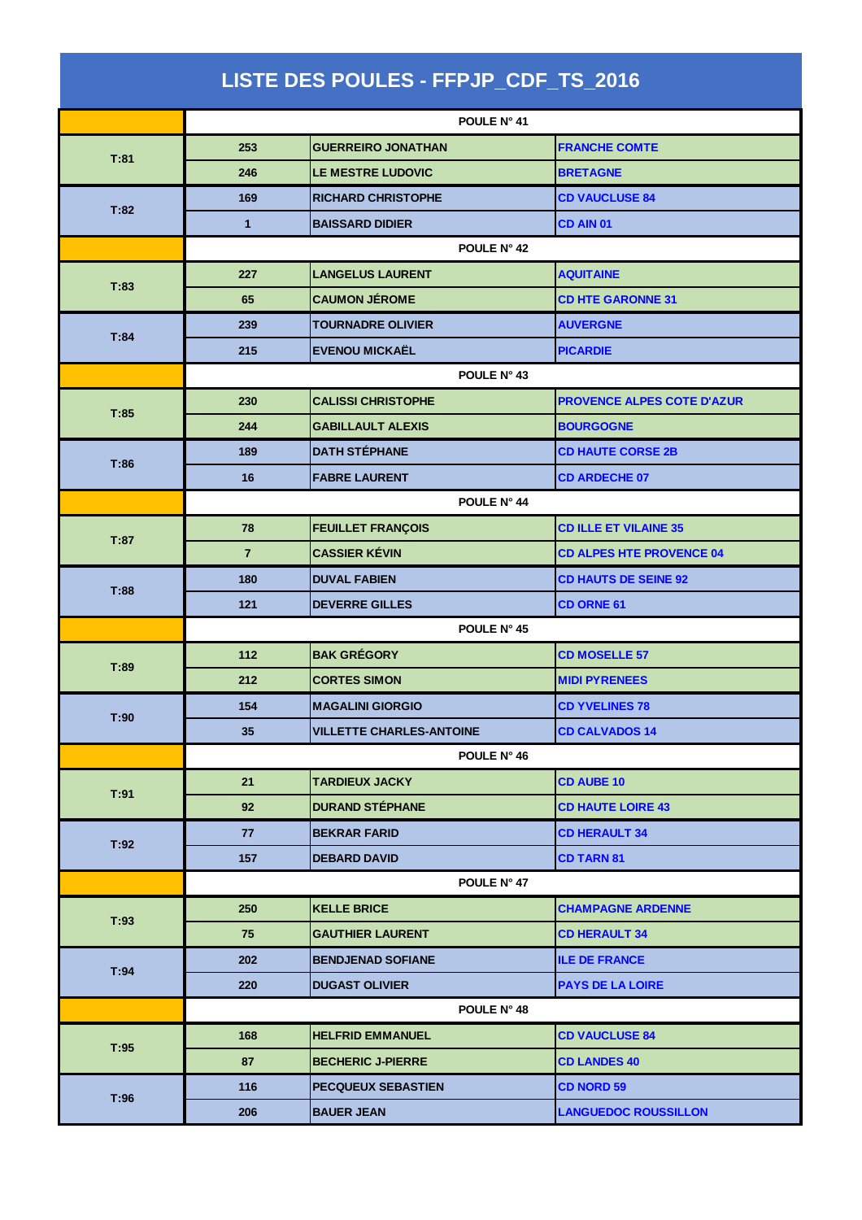# LISTE DES POULES - FFPJP_CDF_TS_2016

| | | | |
|---|---|---|---|
| | POULE N° 41 | | |
| T:81 | 253 | GUERREIRO JONATHAN | FRANCHE COMTE |
| | 246 | LE MESTRE LUDOVIC | BRETAGNE |
| T:82 | 169 | RICHARD CHRISTOPHE | CD VAUCLUSE 84 |
| | 1 | BAISSARD DIDIER | CD AIN 01 |
| | POULE N° 42 | | |
| T:83 | 227 | LANGELUS LAURENT | AQUITAINE |
| | 65 | CAUMON JÉROME | CD HTE GARONNE 31 |
| T:84 | 239 | TOURNADRE OLIVIER | AUVERGNE |
| | 215 | EVENOU MICKAËL | PICARDIE |
| | POULE N° 43 | | |
| T:85 | 230 | CALISSI CHRISTOPHE | PROVENCE ALPES COTE D'AZUR |
| | 244 | GABILLAULT ALEXIS | BOURGOGNE |
| T:86 | 189 | DATH STÉPHANE | CD HAUTE CORSE 2B |
| | 16 | FABRE LAURENT | CD ARDECHE 07 |
| | POULE N° 44 | | |
| T:87 | 78 | FEUILLET FRANÇOIS | CD ILLE ET VILAINE 35 |
| | 7 | CASSIER KÉVIN | CD ALPES HTE PROVENCE 04 |
| T:88 | 180 | DUVAL FABIEN | CD HAUTS DE SEINE 92 |
| | 121 | DEVERRE GILLES | CD ORNE 61 |
| | POULE N° 45 | | |
| T:89 | 112 | BAK GRÉGORY | CD MOSELLE 57 |
| | 212 | CORTES SIMON | MIDI PYRENEES |
| T:90 | 154 | MAGALINI GIORGIO | CD YVELINES 78 |
| | 35 | VILLETTE CHARLES-ANTOINE | CD CALVADOS 14 |
| | POULE N° 46 | | |
| T:91 | 21 | TARDIEUX JACKY | CD AUBE 10 |
| | 92 | DURAND STÉPHANE | CD HAUTE LOIRE 43 |
| T:92 | 77 | BEKRAR FARID | CD HERAULT 34 |
| | 157 | DEBARD DAVID | CD TARN 81 |
| | POULE N° 47 | | |
| T:93 | 250 | KELLE BRICE | CHAMPAGNE ARDENNE |
| | 75 | GAUTHIER LAURENT | CD HERAULT 34 |
| T:94 | 202 | BENDJENAD SOFIANE | ILE DE FRANCE |
| | 220 | DUGAST OLIVIER | PAYS DE LA LOIRE |
| | POULE N° 48 | | |
| T:95 | 168 | HELFRID EMMANUEL | CD VAUCLUSE 84 |
| | 87 | BECHERIC J-PIERRE | CD LANDES 40 |
| T:96 | 116 | PECQUEUX SEBASTIEN | CD NORD 59 |
| | 206 | BAUER JEAN | LANGUEDOC ROUSSILLON |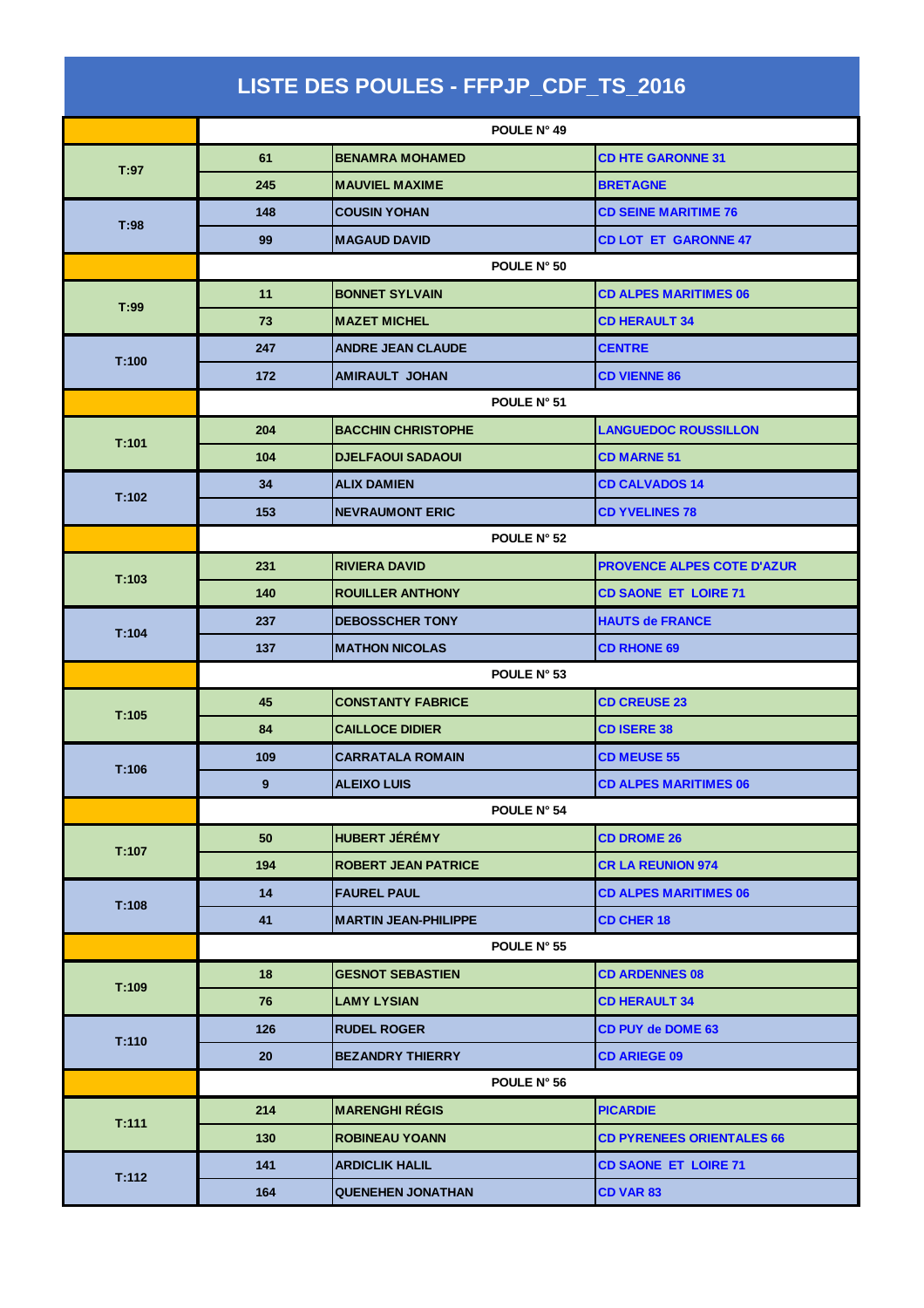# LISTE DES POULES - FFPJP_CDF_TS_2016

| | | | |
|---|---|---|---|
| | POULE N° 49 | | |
| T:97 | 61 | BENAMRA MOHAMED | CD HTE GARONNE 31 |
| | 245 | MAUVIEL MAXIME | BRETAGNE |
| T:98 | 148 | COUSIN YOHAN | CD SEINE MARITIME 76 |
| | 99 | MAGAUD DAVID | CD LOT ET GARONNE 47 |
| | POULE N° 50 | | |
| T:99 | 11 | BONNET SYLVAIN | CD ALPES MARITIMES 06 |
| | 73 | MAZET MICHEL | CD HERAULT 34 |
| T:100 | 247 | ANDRE JEAN CLAUDE | CENTRE |
| | 172 | AMIRAULT JOHAN | CD VIENNE 86 |
| | POULE N° 51 | | |
| T:101 | 204 | BACCHIN CHRISTOPHE | LANGUEDOC ROUSSILLON |
| | 104 | DJELFAOUI SADAOUI | CD MARNE 51 |
| T:102 | 34 | ALIX DAMIEN | CD CALVADOS 14 |
| | 153 | NEVRAUMONT ERIC | CD YVELINES 78 |
| | POULE N° 52 | | |
| T:103 | 231 | RIVIERA DAVID | PROVENCE ALPES COTE D'AZUR |
| | 140 | ROUILLER ANTHONY | CD SAONE ET LOIRE 71 |
| T:104 | 237 | DEBOSSCHER TONY | HAUTS de FRANCE |
| | 137 | MATHON NICOLAS | CD RHONE 69 |
| | POULE N° 53 | | |
| T:105 | 45 | CONSTANTY FABRICE | CD CREUSE 23 |
| | 84 | CAILLOCE DIDIER | CD ISERE 38 |
| T:106 | 109 | CARRATALA ROMAIN | CD MEUSE 55 |
| | 9 | ALEIXO LUIS | CD ALPES MARITIMES 06 |
| | POULE N° 54 | | |
| T:107 | 50 | HUBERT JÉRÉMY | CD DROME 26 |
| | 194 | ROBERT JEAN PATRICE | CR LA REUNION 974 |
| T:108 | 14 | FAUREL PAUL | CD ALPES MARITIMES 06 |
| | 41 | MARTIN JEAN-PHILIPPE | CD CHER 18 |
| | POULE N° 55 | | |
| T:109 | 18 | GESNOT SEBASTIEN | CD ARDENNES 08 |
| | 76 | LAMY LYSIAN | CD HERAULT 34 |
| T:110 | 126 | RUDEL ROGER | CD PUY de DOME 63 |
| | 20 | BEZANDRY THIERRY | CD ARIEGE 09 |
| | POULE N° 56 | | |
| T:111 | 214 | MARENGHI RÉGIS | PICARDIE |
| | 130 | ROBINEAU YOANN | CD PYRENEES ORIENTALES 66 |
| T:112 | 141 | ARDICLIK HALIL | CD SAONE ET LOIRE 71 |
| | 164 | QUENEHEN JONATHAN | CD VAR 83 |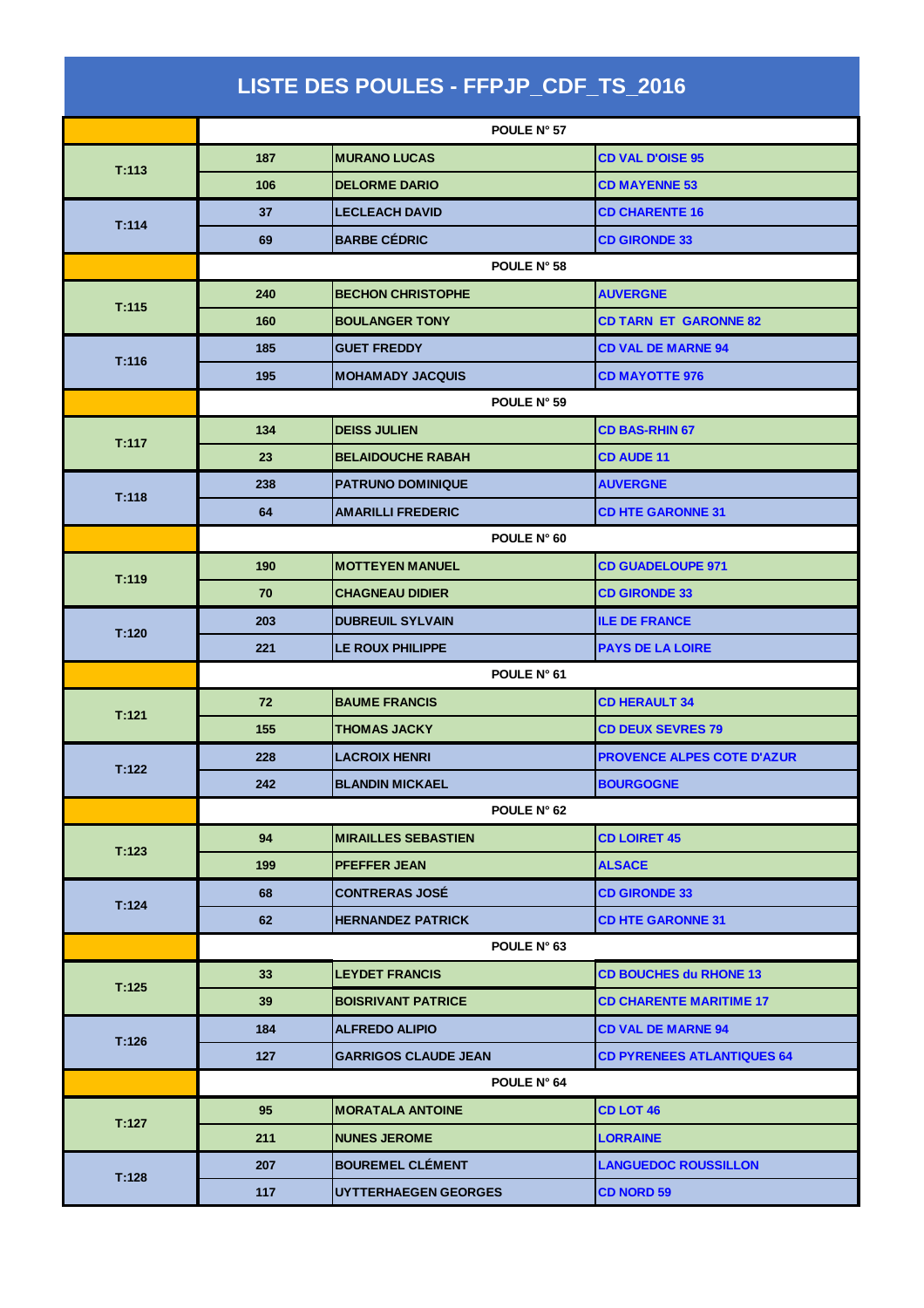# LISTE DES POULES - FFPJP_CDF_TS_2016

| | | | |
|---|---|---|---|
| | POULE N° 57 | | |
| T:113 | 187 | MURANO LUCAS | CD VAL D'OISE 95 |
| | 106 | DELORME DARIO | CD MAYENNE 53 |
| T:114 | 37 | LECLEACH DAVID | CD CHARENTE 16 |
| | 69 | BARBE CÉDRIC | CD GIRONDE 33 |
| | POULE N° 58 | | |
| T:115 | 240 | BECHON CHRISTOPHE | AUVERGNE |
| | 160 | BOULANGER TONY | CD TARN ET GARONNE 82 |
| T:116 | 185 | GUET FREDDY | CD VAL DE MARNE 94 |
| | 195 | MOHAMADY JACQUIS | CD MAYOTTE 976 |
| | POULE N° 59 | | |
| T:117 | 134 | DEISS JULIEN | CD BAS-RHIN 67 |
| | 23 | BELAIDOUCHE RABAH | CD AUDE 11 |
| T:118 | 238 | PATRUNO DOMINIQUE | AUVERGNE |
| | 64 | AMARILLI FREDERIC | CD HTE GARONNE 31 |
| | POULE N° 60 | | |
| T:119 | 190 | MOTTEYEN MANUEL | CD GUADELOUPE 971 |
| | 70 | CHAGNEAU DIDIER | CD GIRONDE 33 |
| T:120 | 203 | DUBREUIL SYLVAIN | ILE DE FRANCE |
| | 221 | LE ROUX PHILIPPE | PAYS DE LA LOIRE |
| | POULE N° 61 | | |
| T:121 | 72 | BAUME FRANCIS | CD HERAULT 34 |
| | 155 | THOMAS JACKY | CD DEUX SEVRES 79 |
| T:122 | 228 | LACROIX HENRI | PROVENCE ALPES COTE D'AZUR |
| | 242 | BLANDIN MICKAEL | BOURGOGNE |
| | POULE N° 62 | | |
| T:123 | 94 | MIRAILLES SEBASTIEN | CD LOIRET 45 |
| | 199 | PFEFFER JEAN | ALSACE |
| T:124 | 68 | CONTRERAS JOSÉ | CD GIRONDE 33 |
| | 62 | HERNANDEZ PATRICK | CD HTE GARONNE 31 |
| | POULE N° 63 | | |
| T:125 | 33 | LEYDET FRANCIS | CD BOUCHES du RHONE 13 |
| | 39 | BOISRIVANT PATRICE | CD CHARENTE MARITIME 17 |
| T:126 | 184 | ALFREDO ALIPIO | CD VAL DE MARNE 94 |
| | 127 | GARRIGOS CLAUDE JEAN | CD PYRENEES ATLANTIQUES 64 |
| | POULE N° 64 | | |
| T:127 | 95 | MORATALA ANTOINE | CD LOT 46 |
| | 211 | NUNES JEROME | LORRAINE |
| T:128 | 207 | BOUREMEL CLÉMENT | LANGUEDOC ROUSSILLON |
| | 117 | UYTTERHAEGEN GEORGES | CD NORD 59 |